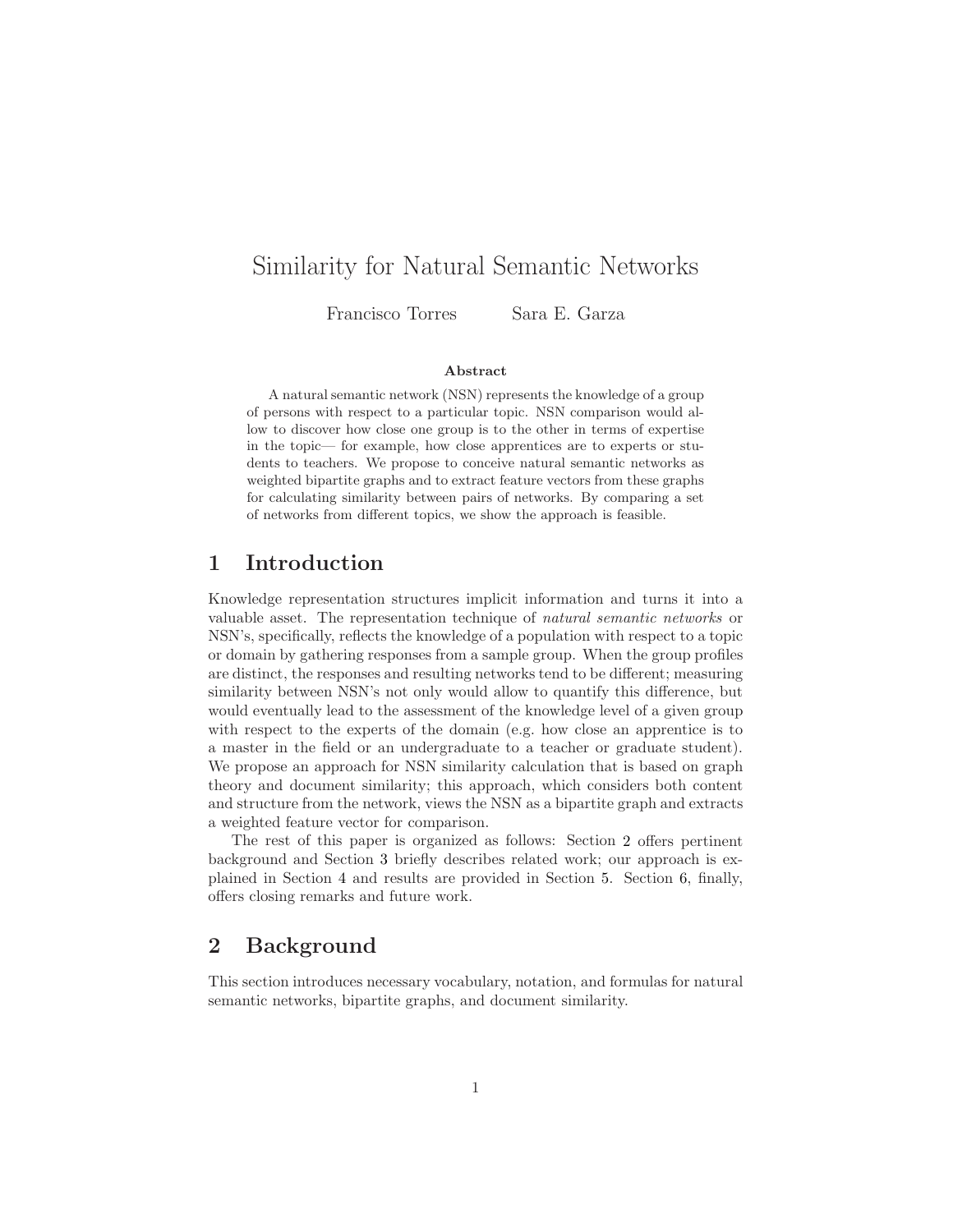# Similarity for Natural Semantic Networks

Francisco Torres    Sara E. Garza

**Abstract**

A natural semantic network (NSN) represents the knowledge of a group of persons with respect to a particular topic. NSN comparison would allow to discover how close one group is to the other in terms of expertise in the topic— for example, how close apprentices are to experts or students to teachers. We propose to conceive natural semantic networks as weighted bipartite graphs and to extract feature vectors from these graphs for calculating similarity between pairs of networks. By comparing a set of networks from different topics, we show the approach is feasible.

## 1 Introduction

Knowledge representation structures implicit information and turns it into a valuable asset. The representation technique of *natural semantic networks* or NSN's, specifically, reflects the knowledge of a population with respect to a topic or domain by gathering responses from a sample group. When the group profiles are distinct, the responses and resulting networks tend to be different; measuring similarity between NSN's not only would allow to quantify this difference, but would eventually lead to the assessment of the knowledge level of a given group with respect to the experts of the domain (e.g. how close an apprentice is to a master in the field or an undergraduate to a teacher or graduate student). We propose an approach for NSN similarity calculation that is based on graph theory and document similarity; this approach, which considers both content and structure from the network, views the NSN as a bipartite graph and extracts a weighted feature vector for comparison.

The rest of this paper is organized as follows: Section 2 offers pertinent background and Section 3 briefly describes related work; our approach is explained in Section 4 and results are provided in Section 5. Section 6, finally, offers closing remarks and future work.

## 2 Background

This section introduces necessary vocabulary, notation, and formulas for natural semantic networks, bipartite graphs, and document similarity.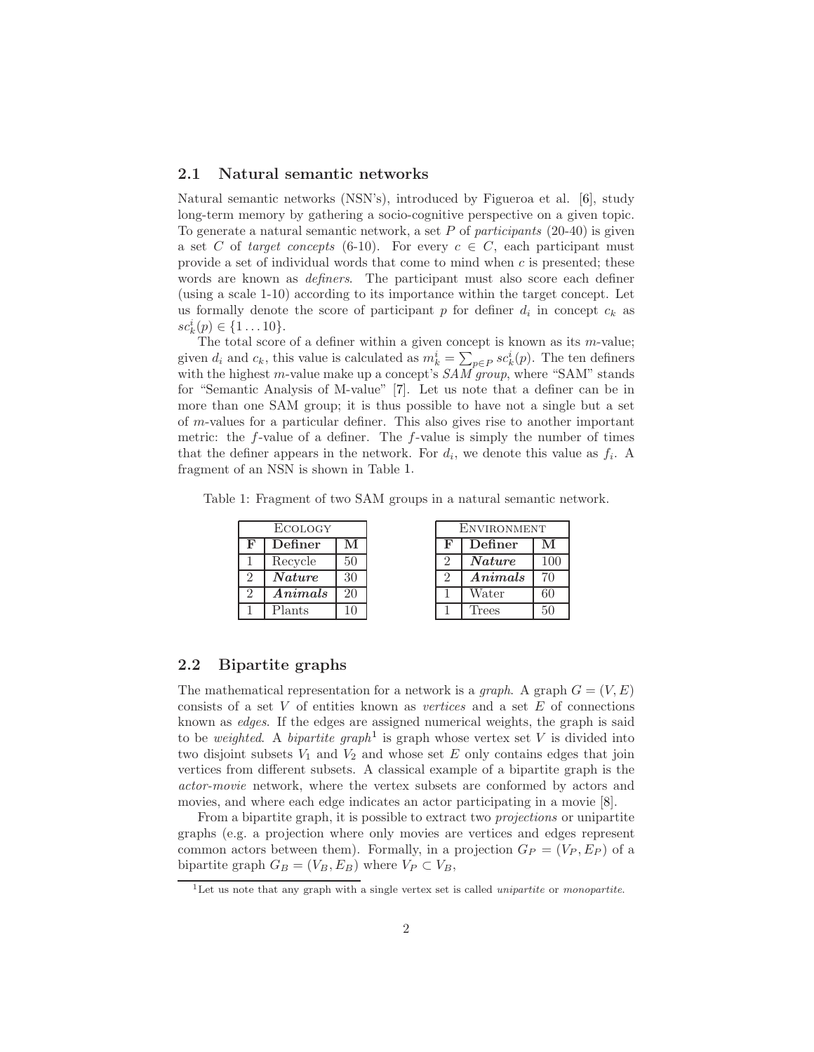## 2.1 Natural semantic networks

Natural semantic networks (NSN's), introduced by Figueroa et al. [6], study long-term memory by gathering a socio-cognitive perspective on a given topic. To generate a natural semantic network, a set $P$ of *participants* (20-40) is given a set $C$ of *target concepts* (6-10). For every $c \in C$, each participant must provide a set of individual words that come to mind when $c$ is presented; these words are known as *definers*. The participant must also score each definer (using a scale 1-10) according to its importance within the target concept. Let us formally denote the score of participant $p$ for definer $d_i$ in concept $c_k$ as $sc_k^i(p) \in \{1 \dots 10\}$.

The total score of a definer within a given concept is known as its $m$-value; given $d_i$ and $c_k$, this value is calculated as $m_k^i = \sum_{p \in P} sc_k^i(p)$. The ten definers with the highest $m$-value make up a concept's *SAM group*, where "SAM" stands for "Semantic Analysis of M-value" [7]. Let us note that a definer can be in more than one SAM group; it is thus possible to have not a single but a set of $m$-values for a particular definer. This also gives rise to another important metric: the $f$-value of a definer. The $f$-value is simply the number of times that the definer appears in the network. For $d_i$, we denote this value as $f_i$. A fragment of an NSN is shown in Table 1.

Table 1: Fragment of two SAM groups in a natural semantic network.

| Ecology | | |
|---|---|---|
| **F** | **Definer** | **M** |
| 1 | Recycle | 50 |
| 2 | ***Nature*** | 30 |
| 2 | ***Animals*** | 20 |
| 1 | Plants | 10 |

| Environment | | |
|---|---|---|
| **F** | **Definer** | **M** |
| 2 | ***Nature*** | 100 |
| 2 | ***Animals*** | 70 |
| 1 | Water | 60 |
| 1 | Trees | 50 |

## 2.2 Bipartite graphs

The mathematical representation for a network is a *graph*. A graph $G = (V, E)$ consists of a set $V$ of entities known as *vertices* and a set $E$ of connections known as *edges*. If the edges are assigned numerical weights, the graph is said to be *weighted*. A *bipartite graph*[1] is graph whose vertex set $V$ is divided into two disjoint subsets $V_1$ and $V_2$ and whose set $E$ only contains edges that join vertices from different subsets. A classical example of a bipartite graph is the *actor-movie* network, where the vertex subsets are conformed by actors and movies, and where each edge indicates an actor participating in a movie [8].

From a bipartite graph, it is possible to extract two *projections* or unipartite graphs (e.g. a projection where only movies are vertices and edges represent common actors between them). Formally, in a projection $G_P = (V_P, E_P)$ of a bipartite graph $G_B = (V_B, E_B)$ where $V_P \subset V_B$,

[1] Let us note that any graph with a single vertex set is called *unipartite* or *monopartite*.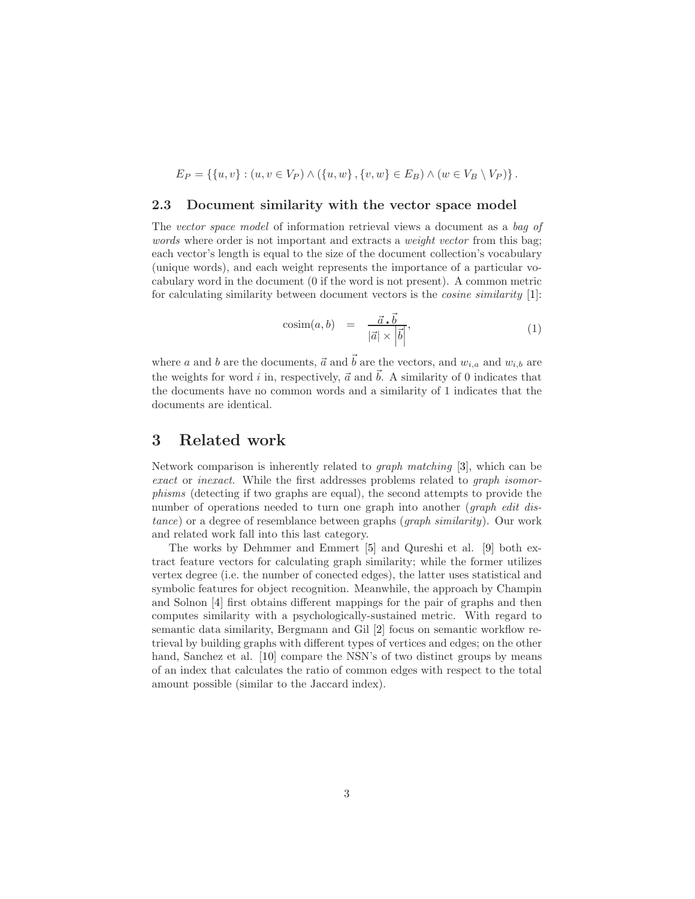$$E_P = \{\{u, v\} : (u, v \in V_P) \wedge (\{u, w\}, \{v, w\} \in E_B) \wedge (w \in V_B \setminus V_P)\}.$$

## 2.3 Document similarity with the vector space model

The *vector space model* of information retrieval views a document as a *bag of words* where order is not important and extracts a *weight vector* from this bag; each vector's length is equal to the size of the document collection's vocabulary (unique words), and each weight represents the importance of a particular vocabulary word in the document (0 if the word is not present). A common metric for calculating similarity between document vectors is the *cosine similarity* [1]:

$$\text{cosim}(a, b) \quad = \quad \frac{\vec{a} \centerdot \vec{b}}{|\vec{a}| \times \left|\vec{b}\right|}, \tag{1}$$

where $a$ and $b$ are the documents, $\vec{a}$ and $\vec{b}$ are the vectors, and $w_{i,a}$ and $w_{i,b}$ are the weights for word $i$ in, respectively, $\vec{a}$ and $\vec{b}$. A similarity of 0 indicates that the documents have no common words and a similarity of 1 indicates that the documents are identical.

# 3 Related work

Network comparison is inherently related to *graph matching* [3], which can be *exact* or *inexact*. While the first addresses problems related to *graph isomorphisms* (detecting if two graphs are equal), the second attempts to provide the number of operations needed to turn one graph into another (*graph edit distance*) or a degree of resemblance between graphs (*graph similarity*). Our work and related work fall into this last category.

The works by Dehmmer and Emmert [5] and Qureshi et al. [9] both extract feature vectors for calculating graph similarity; while the former utilizes vertex degree (i.e. the number of conected edges), the latter uses statistical and symbolic features for object recognition. Meanwhile, the approach by Champin and Solnon [4] first obtains different mappings for the pair of graphs and then computes similarity with a psychologically-sustained metric. With regard to semantic data similarity, Bergmann and Gil [2] focus on semantic workflow retrieval by building graphs with different types of vertices and edges; on the other hand, Sanchez et al. [10] compare the NSN's of two distinct groups by means of an index that calculates the ratio of common edges with respect to the total amount possible (similar to the Jaccard index).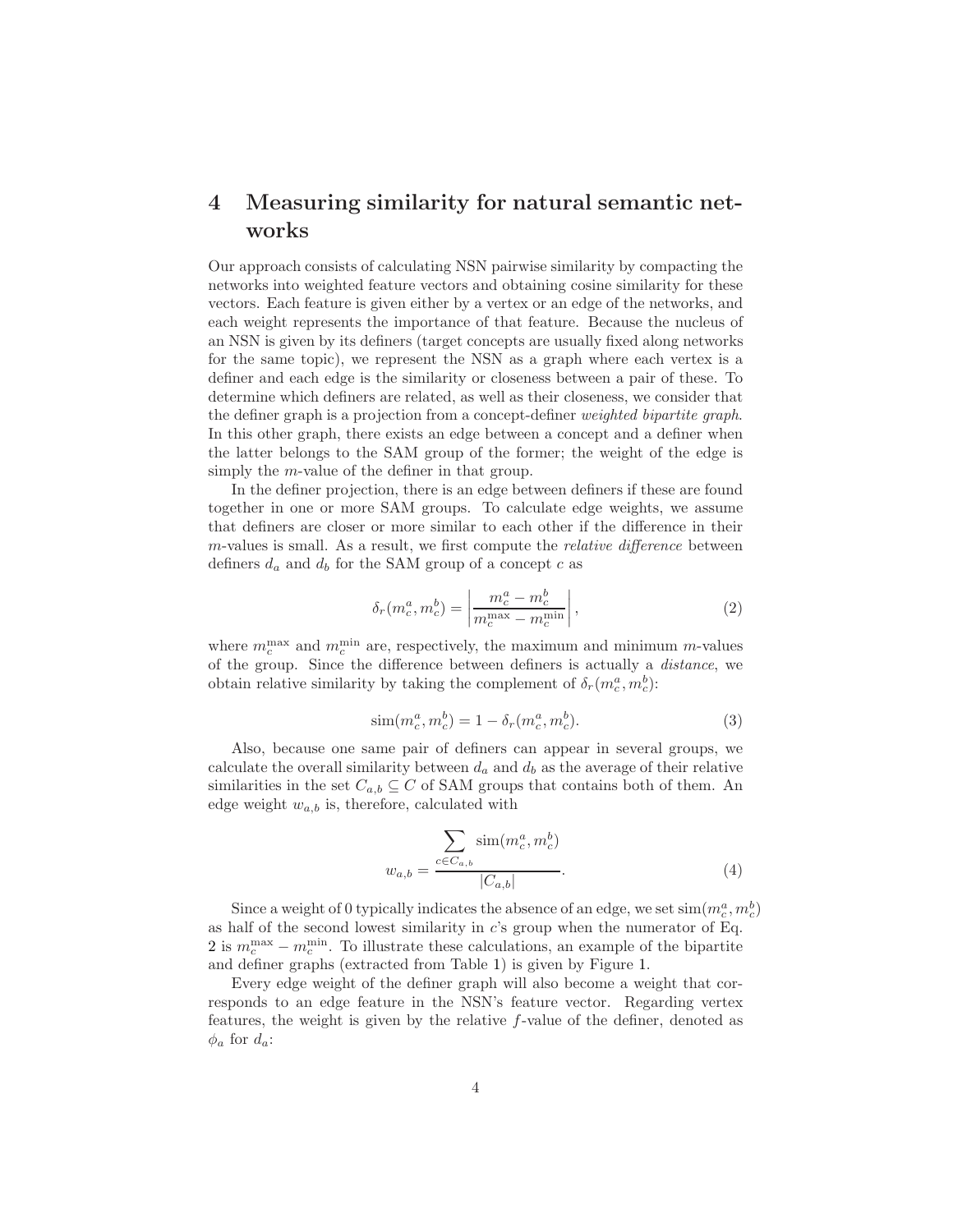# 4 Measuring similarity for natural semantic networks

Our approach consists of calculating NSN pairwise similarity by compacting the networks into weighted feature vectors and obtaining cosine similarity for these vectors. Each feature is given either by a vertex or an edge of the networks, and each weight represents the importance of that feature. Because the nucleus of an NSN is given by its definers (target concepts are usually fixed along networks for the same topic), we represent the NSN as a graph where each vertex is a definer and each edge is the similarity or closeness between a pair of these. To determine which definers are related, as well as their closeness, we consider that the definer graph is a projection from a concept-definer *weighted bipartite graph*. In this other graph, there exists an edge between a concept and a definer when the latter belongs to the SAM group of the former; the weight of the edge is simply the $m$-value of the definer in that group.

In the definer projection, there is an edge between definers if these are found together in one or more SAM groups. To calculate edge weights, we assume that definers are closer or more similar to each other if the difference in their $m$-values is small. As a result, we first compute the *relative difference* between definers $d_a$ and $d_b$ for the SAM group of a concept $c$ as

$$\delta_r(m_c^a, m_c^b) = \left| \frac{m_c^a - m_c^b}{m_c^{\max} - m_c^{\min}} \right|, \tag{2}$$

where $m_c^{\max}$ and $m_c^{\min}$ are, respectively, the maximum and minimum $m$-values of the group. Since the difference between definers is actually a *distance*, we obtain relative similarity by taking the complement of $\delta_r(m_c^a, m_c^b)$:

$$\mathrm{sim}(m_c^a, m_c^b) = 1 - \delta_r(m_c^a, m_c^b). \tag{3}$$

Also, because one same pair of definers can appear in several groups, we calculate the overall similarity between $d_a$ and $d_b$ as the average of their relative similarities in the set $C_{a,b} \subseteq C$ of SAM groups that contains both of them. An edge weight $w_{a,b}$ is, therefore, calculated with

$$w_{a,b} = \frac{\displaystyle\sum_{c \in C_{a,b}} \mathrm{sim}(m_c^a, m_c^b)}{|C_{a,b}|}. \tag{4}$$

Since a weight of 0 typically indicates the absence of an edge, we set $\mathrm{sim}(m_c^a, m_c^b)$ as half of the second lowest similarity in $c$'s group when the numerator of Eq. 2 is $m_c^{\max} - m_c^{\min}$. To illustrate these calculations, an example of the bipartite and definer graphs (extracted from Table 1) is given by Figure 1.

Every edge weight of the definer graph will also become a weight that corresponds to an edge feature in the NSN's feature vector. Regarding vertex features, the weight is given by the relative $f$-value of the definer, denoted as $\phi_a$ for $d_a$: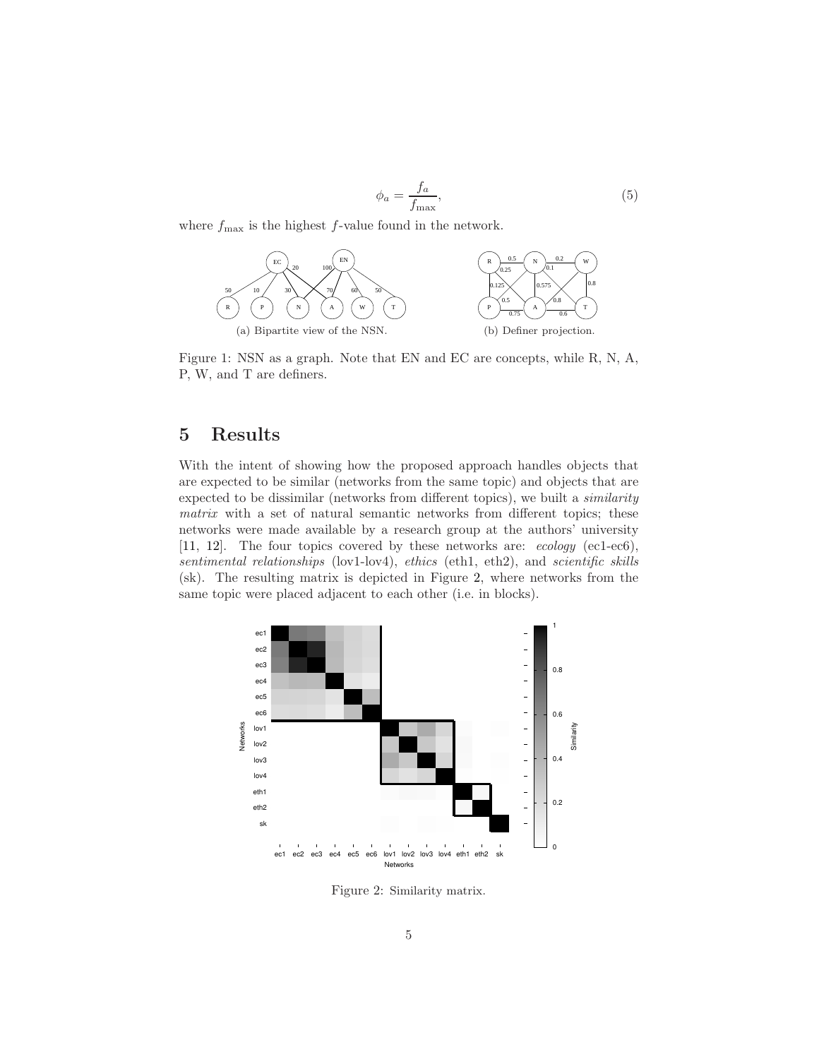$$\phi_a = \frac{f_a}{f_{\max}}, \tag{5}$$

where $f_{\max}$ is the highest $f$-value found in the network.

(a) Bipartite view of the NSN.

(b) Definer projection.

Figure 1: NSN as a graph. Note that EN and EC are concepts, while R, N, A, P, W, and T are definers.

# 5 Results

With the intent of showing how the proposed approach handles objects that are expected to be similar (networks from the same topic) and objects that are expected to be dissimilar (networks from different topics), we built a *similarity matrix* with a set of natural semantic networks from different topics; these networks were made available by a research group at the authors' university [11, 12]. The four topics covered by these networks are: *ecology* (ec1-ec6), *sentimental relationships* (lov1-lov4), *ethics* (eth1, eth2), and *scientific skills* (sk). The resulting matrix is depicted in Figure 2, where networks from the same topic were placed adjacent to each other (i.e. in blocks).

Figure 2: Similarity matrix.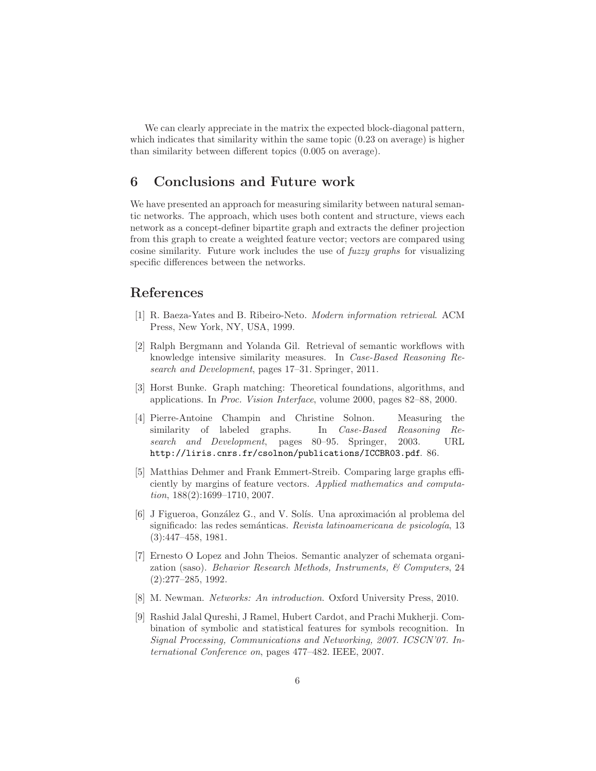We can clearly appreciate in the matrix the expected block-diagonal pattern, which indicates that similarity within the same topic (0.23 on average) is higher than similarity between different topics (0.005 on average).

## 6 Conclusions and Future work

We have presented an approach for measuring similarity between natural semantic networks. The approach, which uses both content and structure, views each network as a concept-definer bipartite graph and extracts the definer projection from this graph to create a weighted feature vector; vectors are compared using cosine similarity. Future work includes the use of *fuzzy graphs* for visualizing specific differences between the networks.

## References

[1] R. Baeza-Yates and B. Ribeiro-Neto. *Modern information retrieval*. ACM Press, New York, NY, USA, 1999.

[2] Ralph Bergmann and Yolanda Gil. Retrieval of semantic workflows with knowledge intensive similarity measures. In *Case-Based Reasoning Research and Development*, pages 17–31. Springer, 2011.

[3] Horst Bunke. Graph matching: Theoretical foundations, algorithms, and applications. In *Proc. Vision Interface*, volume 2000, pages 82–88, 2000.

[4] Pierre-Antoine Champin and Christine Solnon. Measuring the similarity of labeled graphs. In *Case-Based Reasoning Research and Development*, pages 80–95. Springer, 2003. URL `http://liris.cnrs.fr/csolnon/publications/ICCBR03.pdf`. 86.

[5] Matthias Dehmer and Frank Emmert-Streib. Comparing large graphs efficiently by margins of feature vectors. *Applied mathematics and computation*, 188(2):1699–1710, 2007.

[6] J Figueroa, González G., and V. Solís. Una aproximación al problema del significado: las redes semánticas. *Revista latinoamericana de psicología*, 13 (3):447–458, 1981.

[7] Ernesto O Lopez and John Theios. Semantic analyzer of schemata organization (saso). *Behavior Research Methods, Instruments, & Computers*, 24 (2):277–285, 1992.

[8] M. Newman. *Networks: An introduction*. Oxford University Press, 2010.

[9] Rashid Jalal Qureshi, J Ramel, Hubert Cardot, and Prachi Mukherji. Combination of symbolic and statistical features for symbols recognition. In *Signal Processing, Communications and Networking, 2007. ICSCN'07. International Conference on*, pages 477–482. IEEE, 2007.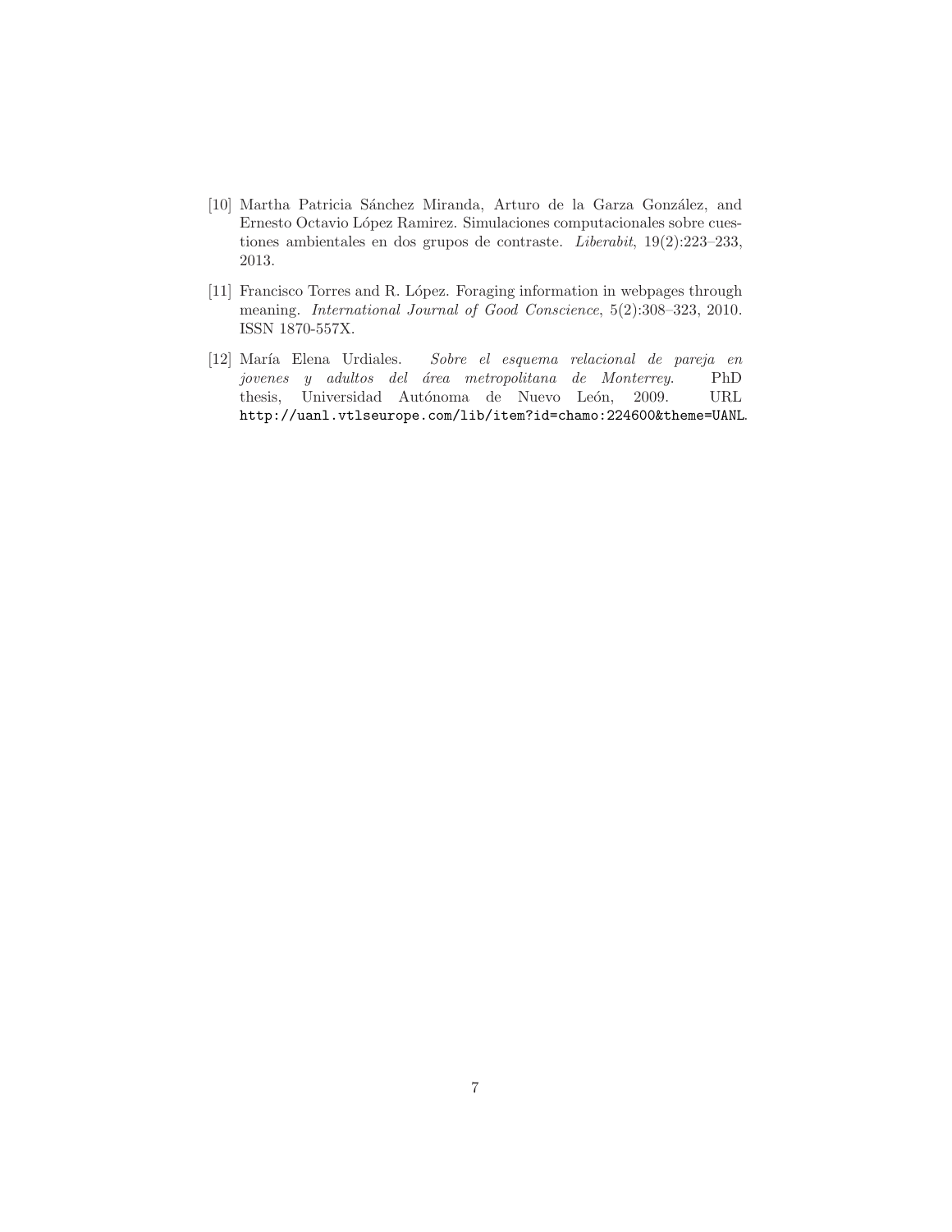[10] Martha Patricia Sánchez Miranda, Arturo de la Garza González, and Ernesto Octavio López Ramirez. Simulaciones computacionales sobre cuestiones ambientales en dos grupos de contraste. *Liberabit*, 19(2):223–233, 2013.

[11] Francisco Torres and R. López. Foraging information in webpages through meaning. *International Journal of Good Conscience*, 5(2):308–323, 2010. ISSN 1870-557X.

[12] María Elena Urdiales. *Sobre el esquema relacional de pareja en jovenes y adultos del área metropolitana de Monterrey*. PhD thesis, Universidad Autónoma de Nuevo León, 2009. URL `http://uanl.vtlseurope.com/lib/item?id=chamo:224600&theme=UANL`.